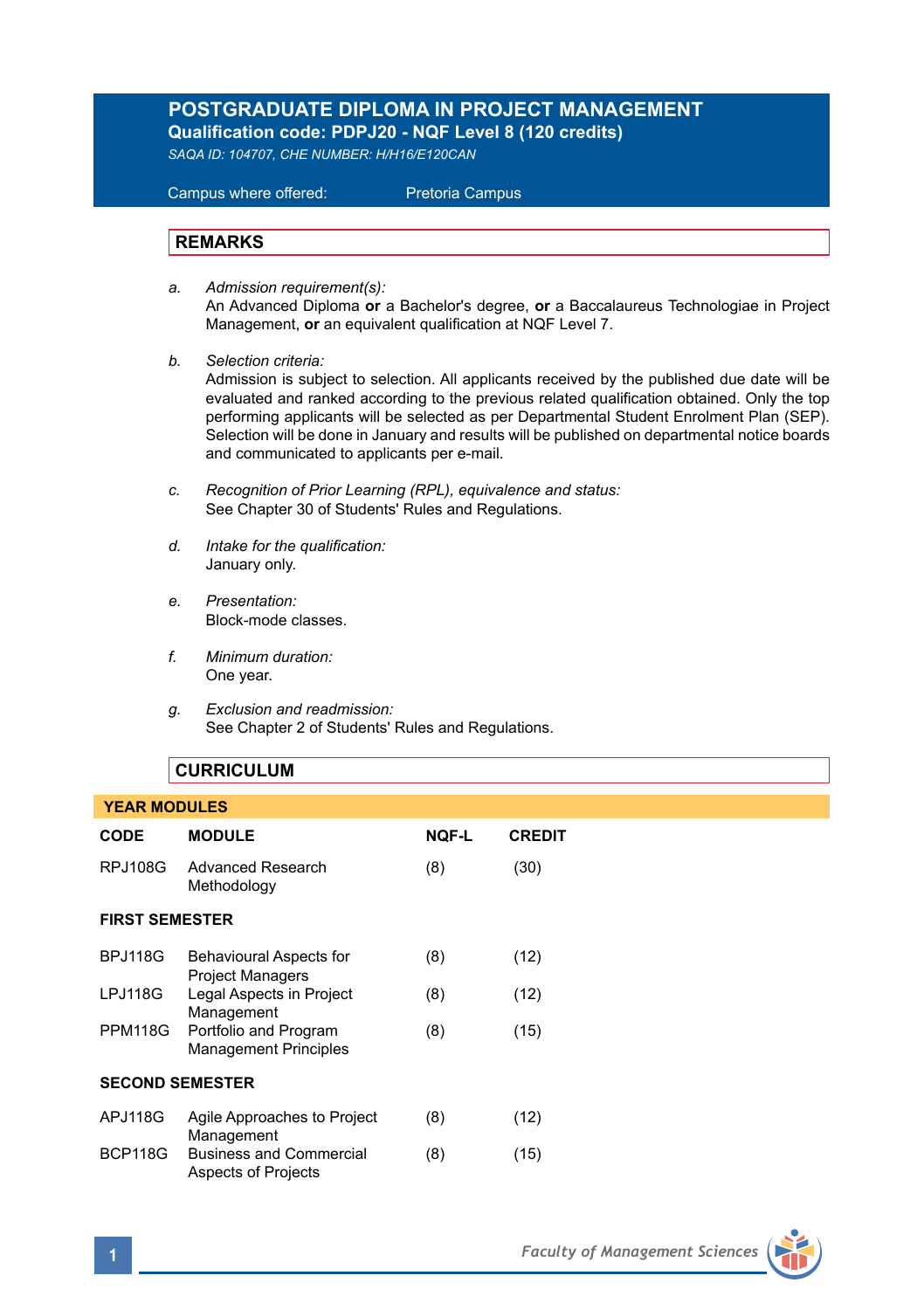# POSTGRADUATE DIPLOMA IN PROJECT MANAGEMENT

**Qualification code: PDPJ20 - NQF Level 8 (120 credits)**

*SAQA ID: 104707, CHE NUMBER: H/H16/E120CAN*

Campus where offered: Pretoria Campus

## REMARKS

a. *Admission requirement(s):*
An Advanced Diploma **or** a Bachelor's degree, **or** a Baccalaureus Technologiae in Project Management, **or** an equivalent qualification at NQF Level 7.

b. *Selection criteria:*
Admission is subject to selection. All applicants received by the published due date will be evaluated and ranked according to the previous related qualification obtained. Only the top performing applicants will be selected as per Departmental Student Enrolment Plan (SEP). Selection will be done in January and results will be published on departmental notice boards and communicated to applicants per e-mail.

c. *Recognition of Prior Learning (RPL), equivalence and status:*
See Chapter 30 of Students' Rules and Regulations.

d. *Intake for the qualification:*
January only.

e. *Presentation:*
Block-mode classes.

f. *Minimum duration:*
One year.

g. *Exclusion and readmission:*
See Chapter 2 of Students' Rules and Regulations.

## CURRICULUM

### YEAR MODULES

| CODE | MODULE | NQF-L | CREDIT |
|---|---|---|---|
| RPJ108G | Advanced Research Methodology | (8) | (30) |

### FIRST SEMESTER

| CODE | MODULE | NQF-L | CREDIT |
|---|---|---|---|
| BPJ118G | Behavioural Aspects for Project Managers | (8) | (12) |
| LPJ118G | Legal Aspects in Project Management | (8) | (12) |
| PPM118G | Portfolio and Program Management Principles | (8) | (15) |

### SECOND SEMESTER

| CODE | MODULE | NQF-L | CREDIT |
|---|---|---|---|
| APJ118G | Agile Approaches to Project Management | (8) | (12) |
| BCP118G | Business and Commercial Aspects of Projects | (8) | (15) |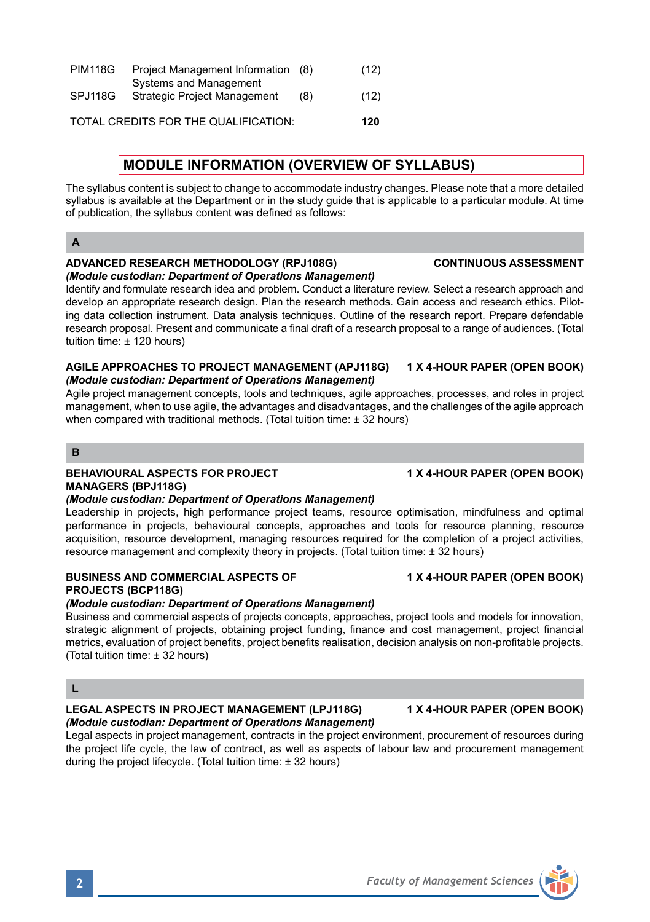| | | | |
|---|---|---|---|
| PIM118G | Project Management Information Systems and Management | (8) | (12) |
| SPJ118G | Strategic Project Management | (8) | (12) |

TOTAL CREDITS FOR THE QUALIFICATION: **120**

## MODULE INFORMATION (OVERVIEW OF SYLLABUS)

The syllabus content is subject to change to accommodate industry changes. Please note that a more detailed syllabus is available at the Department or in the study guide that is applicable to a particular module. At time of publication, the syllabus content was defined as follows:

### A

**ADVANCED RESEARCH METHODOLOGY (RPJ108G)** — **CONTINUOUS ASSESSMENT**
***(Module custodian: Department of Operations Management)***
Identify and formulate research idea and problem. Conduct a literature review. Select a research approach and develop an appropriate research design. Plan the research methods. Gain access and research ethics. Piloting data collection instrument. Data analysis techniques. Outline of the research report. Prepare defendable research proposal. Present and communicate a final draft of a research proposal to a range of audiences. (Total tuition time: ± 120 hours)

**AGILE APPROACHES TO PROJECT MANAGEMENT (APJ118G)** — **1 X 4-HOUR PAPER (OPEN BOOK)**
***(Module custodian: Department of Operations Management)***
Agile project management concepts, tools and techniques, agile approaches, processes, and roles in project management, when to use agile, the advantages and disadvantages, and the challenges of the agile approach when compared with traditional methods. (Total tuition time: ± 32 hours)

### B

**BEHAVIOURAL ASPECTS FOR PROJECT MANAGERS (BPJ118G)** — **1 X 4-HOUR PAPER (OPEN BOOK)**
***(Module custodian: Department of Operations Management)***
Leadership in projects, high performance project teams, resource optimisation, mindfulness and optimal performance in projects, behavioural concepts, approaches and tools for resource planning, resource acquisition, resource development, managing resources required for the completion of a project activities, resource management and complexity theory in projects. (Total tuition time: ± 32 hours)

**BUSINESS AND COMMERCIAL ASPECTS OF PROJECTS (BCP118G)** — **1 X 4-HOUR PAPER (OPEN BOOK)**
***(Module custodian: Department of Operations Management)***
Business and commercial aspects of projects concepts, approaches, project tools and models for innovation, strategic alignment of projects, obtaining project funding, finance and cost management, project financial metrics, evaluation of project benefits, project benefits realisation, decision analysis on non-profitable projects. (Total tuition time: ± 32 hours)

### L

**LEGAL ASPECTS IN PROJECT MANAGEMENT (LPJ118G)** — **1 X 4-HOUR PAPER (OPEN BOOK)**
***(Module custodian: Department of Operations Management)***
Legal aspects in project management, contracts in the project environment, procurement of resources during the project life cycle, the law of contract, as well as aspects of labour law and procurement management during the project lifecycle. (Total tuition time: ± 32 hours)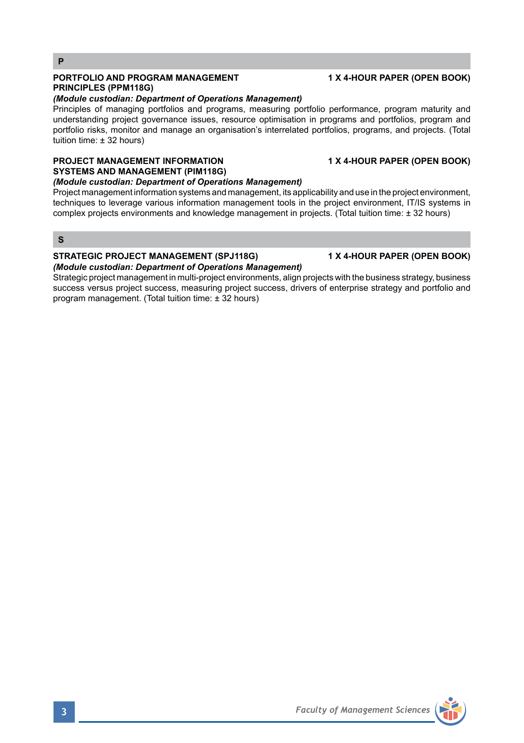## P

**PORTFOLIO AND PROGRAM MANAGEMENT PRINCIPLES (PPM118G)** — **1 X 4-HOUR PAPER (OPEN BOOK)**

***(Module custodian: Department of Operations Management)***

Principles of managing portfolios and programs, measuring portfolio performance, program maturity and understanding project governance issues, resource optimisation in programs and portfolios, program and portfolio risks, monitor and manage an organisation's interrelated portfolios, programs, and projects. (Total tuition time: ± 32 hours)

**PROJECT MANAGEMENT INFORMATION SYSTEMS AND MANAGEMENT (PIM118G)** — **1 X 4-HOUR PAPER (OPEN BOOK)**

***(Module custodian: Department of Operations Management)***

Project management information systems and management, its applicability and use in the project environment, techniques to leverage various information management tools in the project environment, IT/IS systems in complex projects environments and knowledge management in projects. (Total tuition time: ± 32 hours)

## S

**STRATEGIC PROJECT MANAGEMENT (SPJ118G)** — **1 X 4-HOUR PAPER (OPEN BOOK)**

***(Module custodian: Department of Operations Management)***

Strategic project management in multi-project environments, align projects with the business strategy, business success versus project success, measuring project success, drivers of enterprise strategy and portfolio and program management. (Total tuition time: ± 32 hours)